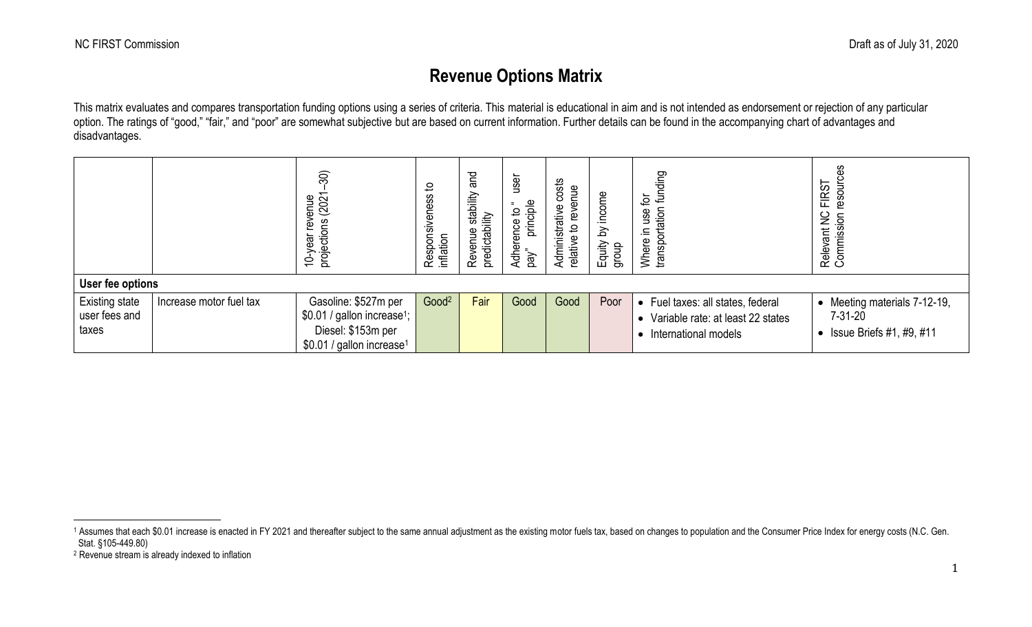# Revenue Options Matrix

This matrix evaluates and compares transportation funding options using a series of criteria. This material is educational in aim and is not intended as endorsement or rejection of any particular option. The ratings of "good," "fair," and "poor" are somewhat subjective but are based on current information. Further details can be found in the accompanying chart of advantages and disadvantages.

| | | 10-year revenue projections (2021–30) | Responsiveness to inflation | Revenue stability and predictability | Adherence to " user pay" principle | Administrative costs relative to revenue | Equity by income group | Where in use for transportation funding | Relevant NC FIRST Commission resources |
|---|---|---|---|---|---|---|---|---|---|
| **User fee options** | | | | | | | | | |
| Existing state user fees and taxes | Increase motor fuel tax | Gasoline: $527m per $0.01 / gallon increase[1]; Diesel: $153m per $0.01 / gallon increase[1] | Good[2] | Fair | Good | Good | Poor | • Fuel taxes: all states, federal<br>• Variable rate: at least 22 states<br>• International models | • Meeting materials 7-12-19, 7-31-20<br>• Issue Briefs #1, #9, #11 |

[1] Assumes that each $0.01 increase is enacted in FY 2021 and thereafter subject to the same annual adjustment as the existing motor fuels tax, based on changes to population and the Consumer Price Index for energy costs (N.C. Gen. Stat. §105-449.80)

[2] Revenue stream is already indexed to inflation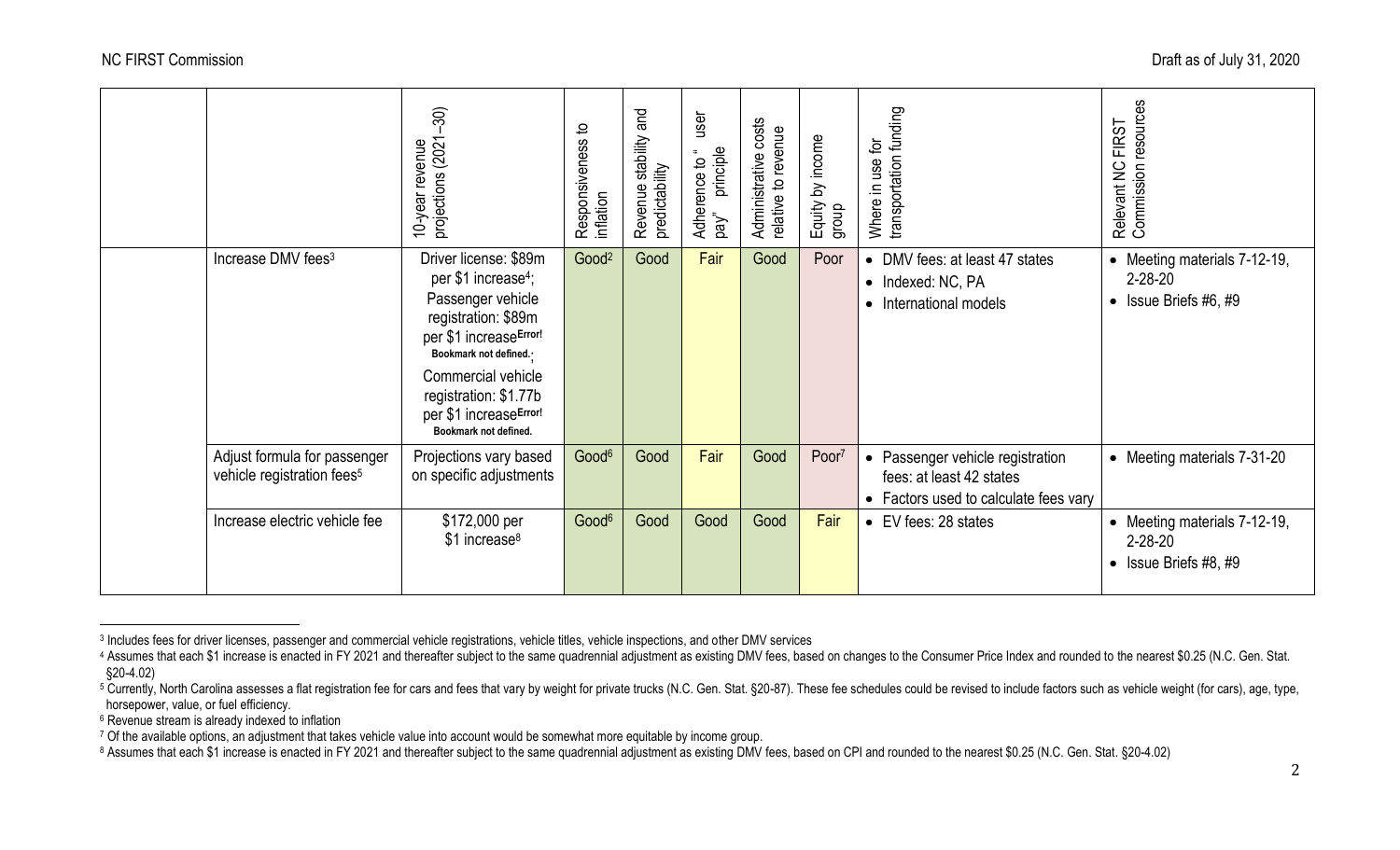| | | 10-year revenue projections (2021–30) | Responsiveness to inflation | Revenue stability and predictability | Adherence to " user pay" principle | Administrative costs relative to revenue | Equity by income group | Where in use for transportation funding | Relevant NC FIRST Commission resources |
|---|---|---|---|---|---|---|---|---|---|
| | Increase DMV fees[3] | Driver license: $89m per $1 increase[4]; Passenger vehicle registration: $89m per $1 increase**Error! Bookmark not defined.**; Commercial vehicle registration: $1.77b per $1 increase**Error! Bookmark not defined.** | Good[2] | Good | Fair | Good | Poor | • DMV fees: at least 47 states • Indexed: NC, PA • International models | • Meeting materials 7-12-19, 2-28-20 • Issue Briefs #6, #9 |
| | Adjust formula for passenger vehicle registration fees[5] | Projections vary based on specific adjustments | Good[6] | Good | Fair | Good | Poor[7] | • Passenger vehicle registration fees: at least 42 states • Factors used to calculate fees vary | • Meeting materials 7-31-20 |
| | Increase electric vehicle fee | $172,000 per $1 increase[8] | Good[6] | Good | Good | Good | Fair | • EV fees: 28 states | • Meeting materials 7-12-19, 2-28-20 • Issue Briefs #8, #9 |

[3] Includes fees for driver licenses, passenger and commercial vehicle registrations, vehicle titles, vehicle inspections, and other DMV services

[4] Assumes that each $1 increase is enacted in FY 2021 and thereafter subject to the same quadrennial adjustment as existing DMV fees, based on changes to the Consumer Price Index and rounded to the nearest $0.25 (N.C. Gen. Stat. §20-4.02)

[5] Currently, North Carolina assesses a flat registration fee for cars and fees that vary by weight for private trucks (N.C. Gen. Stat. §20-87). These fee schedules could be revised to include factors such as vehicle weight (for cars), age, type, horsepower, value, or fuel efficiency.

[6] Revenue stream is already indexed to inflation

[7] Of the available options, an adjustment that takes vehicle value into account would be somewhat more equitable by income group.

[8] Assumes that each $1 increase is enacted in FY 2021 and thereafter subject to the same quadrennial adjustment as existing DMV fees, based on CPI and rounded to the nearest $0.25 (N.C. Gen. Stat. §20-4.02)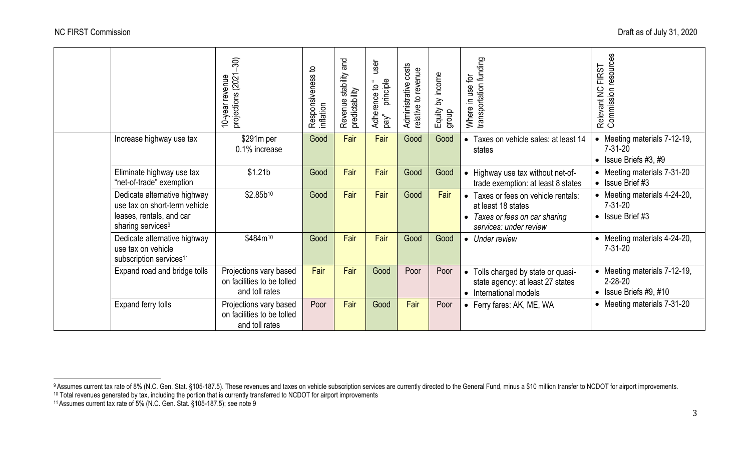| | | 10-year revenue projections (2021–30) | Responsiveness to inflation | Revenue stability and predictability | Adherence to " user pay" principle | Administrative costs relative to revenue | Equity by income group | Where in use for transportation funding | Relevant NC FIRST Commission resources |
|---|---|---|---|---|---|---|---|---|---|
| | Increase highway use tax | $291m per 0.1% increase | Good | Fair | Fair | Good | Good | • Taxes on vehicle sales: at least 14 states | • Meeting materials 7-12-19, 7-31-20<br>• Issue Briefs #3, #9 |
| | Eliminate highway use tax "net-of-trade" exemption | $1.21b | Good | Fair | Fair | Good | Good | • Highway use tax without net-of-trade exemption: at least 8 states | • Meeting materials 7-31-20<br>• Issue Brief #3 |
| | Dedicate alternative highway use tax on short-term vehicle leases, rentals, and car sharing services[9] | $2.85b[10] | Good | Fair | Fair | Good | Fair | • Taxes or fees on vehicle rentals: at least 18 states<br>• *Taxes or fees on car sharing services: under review* | • Meeting materials 4-24-20, 7-31-20<br>• Issue Brief #3 |
| | Dedicate alternative highway use tax on vehicle subscription services[11] | $484m[10] | Good | Fair | Fair | Good | Good | • *Under review* | • Meeting materials 4-24-20, 7-31-20 |
| | Expand road and bridge tolls | Projections vary based on facilities to be tolled and toll rates | Fair | Fair | Good | Poor | Poor | • Tolls charged by state or quasi-state agency: at least 27 states<br>• International models | • Meeting materials 7-12-19, 2-28-20<br>• Issue Briefs #9, #10 |
| | Expand ferry tolls | Projections vary based on facilities to be tolled and toll rates | Poor | Fair | Good | Fair | Poor | • Ferry fares: AK, ME, WA | • Meeting materials 7-31-20 |

[9] Assumes current tax rate of 8% (N.C. Gen. Stat. §105-187.5). These revenues and taxes on vehicle subscription services are currently directed to the General Fund, minus a $10 million transfer to NCDOT for airport improvements.

[10] Total revenues generated by tax, including the portion that is currently transferred to NCDOT for airport improvements

[11] Assumes current tax rate of 5% (N.C. Gen. Stat. §105-187.5); see note 9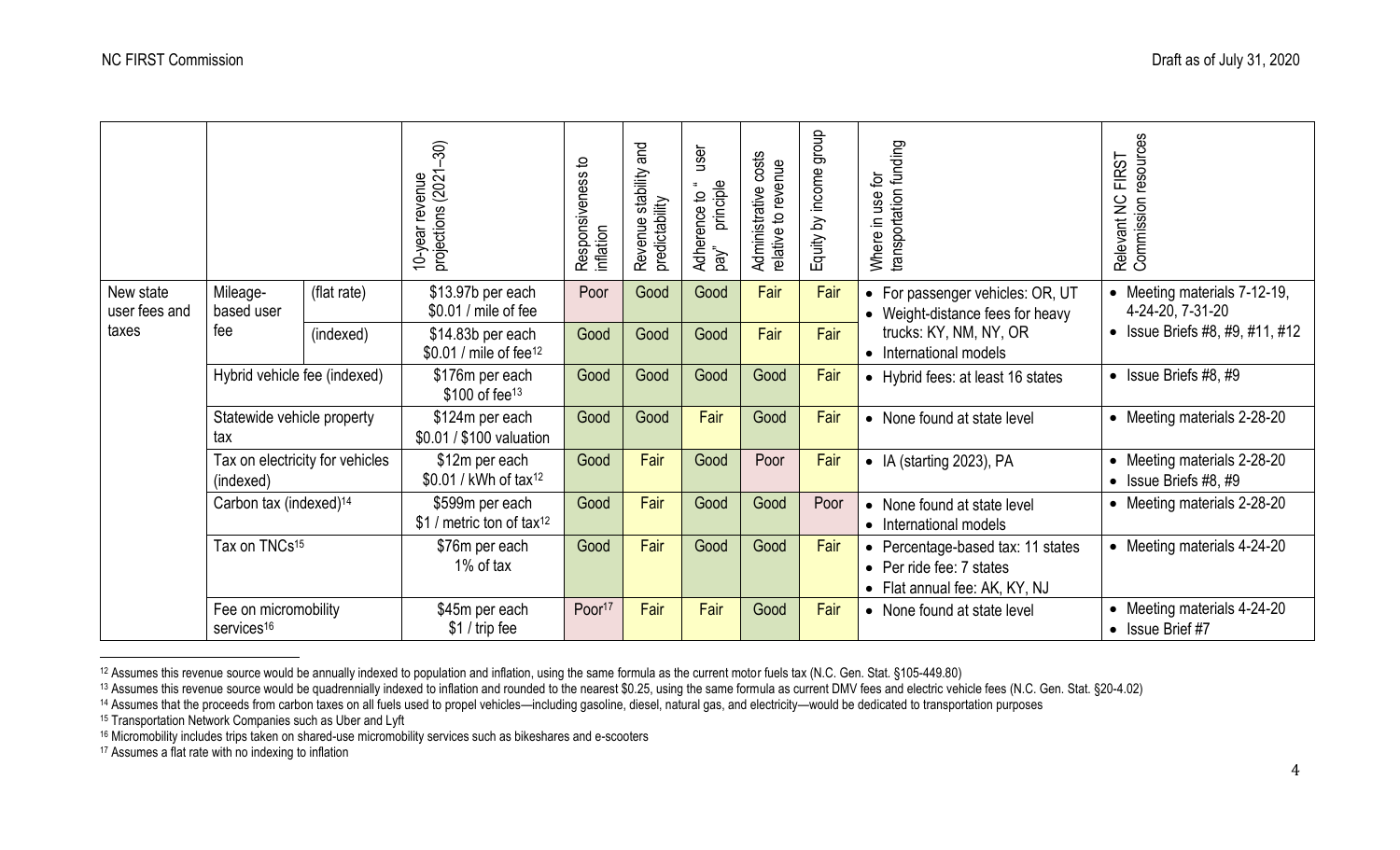| | | | 10-year revenue projections (2021–30) | Responsiveness to inflation | Revenue stability and predictability | Adherence to "user pay" principle | Administrative costs relative to revenue | Equity by income group | Where in use for transportation funding | Relevant NC FIRST Commission resources |
|---|---|---|---|---|---|---|---|---|---|---|
| New state user fees and taxes | Mileage-based user fee | (flat rate) | $13.97b per each $0.01 / mile of fee | Poor | Good | Good | Fair | Fair | • For passenger vehicles: OR, UT • Weight-distance fees for heavy trucks: KY, NM, NY, OR • International models | • Meeting materials 7-12-19, 4-24-20, 7-31-20 • Issue Briefs #8, #9, #11, #12 |
| | | (indexed) | $14.83b per each $0.01 / mile of fee[12] | Good | Good | Good | Fair | Fair | | |
| | Hybrid vehicle fee (indexed) | | $176m per each $100 of fee[13] | Good | Good | Good | Good | Fair | • Hybrid fees: at least 16 states | • Issue Briefs #8, #9 |
| | Statewide vehicle property tax | | $124m per each $0.01 / $100 valuation | Good | Good | Fair | Good | Fair | • None found at state level | • Meeting materials 2-28-20 |
| | Tax on electricity for vehicles (indexed) | | $12m per each $0.01 / kWh of tax[12] | Good | Fair | Good | Poor | Fair | • IA (starting 2023), PA | • Meeting materials 2-28-20 • Issue Briefs #8, #9 |
| | Carbon tax (indexed)[14] | | $599m per each $1 / metric ton of tax[12] | Good | Fair | Good | Good | Poor | • None found at state level • International models | • Meeting materials 2-28-20 |
| | Tax on TNCs[15] | | $76m per each 1% of tax | Good | Fair | Good | Good | Fair | • Percentage-based tax: 11 states • Per ride fee: 7 states • Flat annual fee: AK, KY, NJ | • Meeting materials 4-24-20 |
| | Fee on micromobility services[16] | | $45m per each $1 / trip fee | Poor[17] | Fair | Fair | Good | Fair | • None found at state level | • Meeting materials 4-24-20 • Issue Brief #7 |

[12] Assumes this revenue source would be annually indexed to population and inflation, using the same formula as the current motor fuels tax (N.C. Gen. Stat. §105-449.80)

[13] Assumes this revenue source would be quadrennially indexed to inflation and rounded to the nearest $0.25, using the same formula as current DMV fees and electric vehicle fees (N.C. Gen. Stat. §20-4.02)

[14] Assumes that the proceeds from carbon taxes on all fuels used to propel vehicles—including gasoline, diesel, natural gas, and electricity—would be dedicated to transportation purposes

[15] Transportation Network Companies such as Uber and Lyft

[16] Micromobility includes trips taken on shared-use micromobility services such as bikeshares and e-scooters

[17] Assumes a flat rate with no indexing to inflation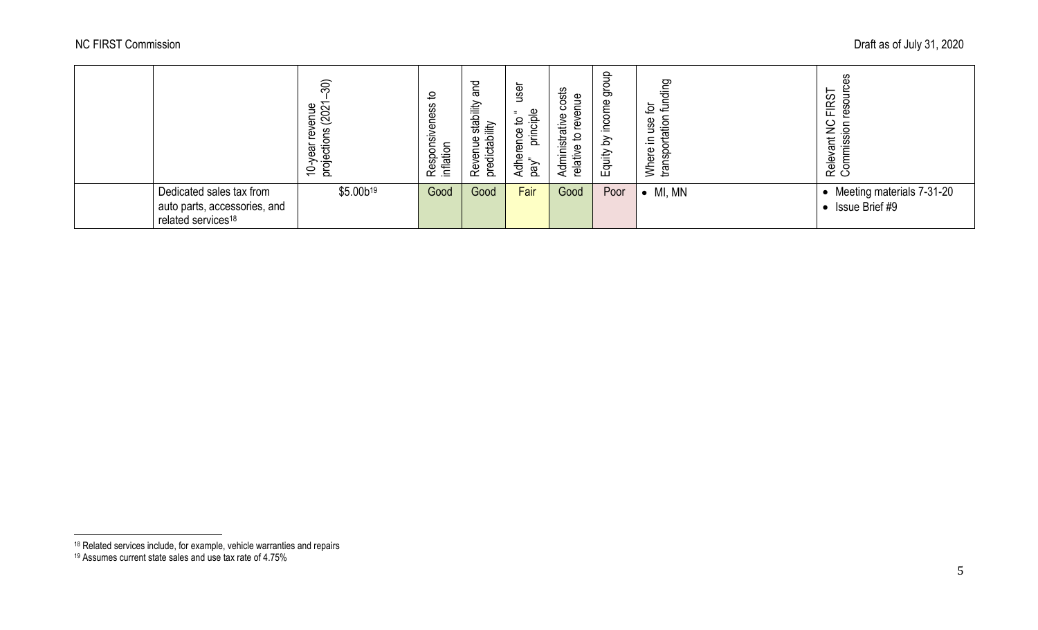| | | 10-year revenue projections (2021–30) | Responsiveness to inflation | Revenue stability and predictability | Adherence to "user pay" principle | Administrative costs relative to revenue | Equity by income group | Where in use for transportation funding | Relevant NC FIRST Commission resources |
|---|---|---|---|---|---|---|---|---|---|
| | Dedicated sales tax from auto parts, accessories, and related services[18] | \$5.00b[19] | Good | Good | Fair | Good | Poor | • MI, MN | • Meeting materials 7-31-20<br>• Issue Brief #9 |

[18] Related services include, for example, vehicle warranties and repairs

[19] Assumes current state sales and use tax rate of 4.75%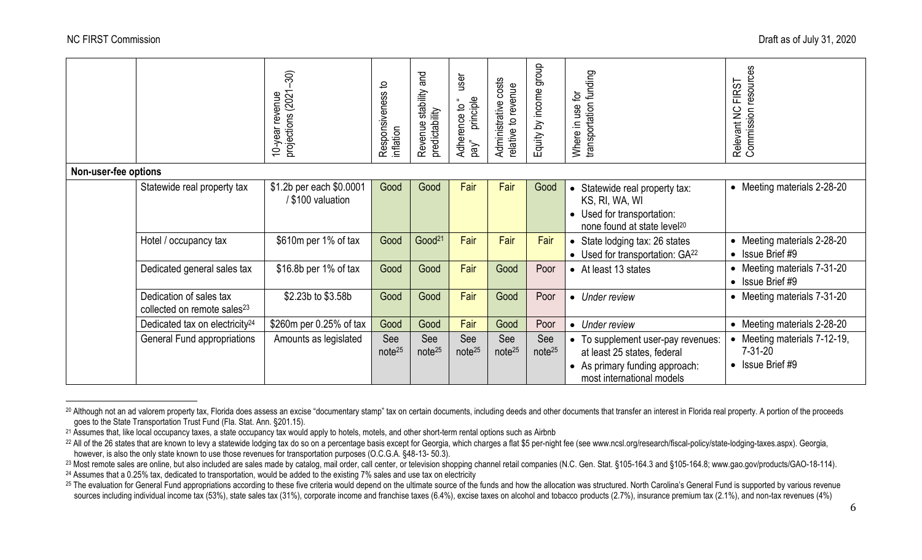| | | 10-year revenue projections (2021–30) | Responsiveness to inflation | Revenue stability and predictability | Adherence to "user pay" principle | Administrative costs relative to revenue | Equity by income group | Where in use for transportation funding | Relevant NC FIRST Commission resources |
|---|---|---|---|---|---|---|---|---|---|
| **Non-user-fee options** | | | | | | | | | |
| | Statewide real property tax | \$1.2b per each \$0.0001 / \$100 valuation | Good | Good | Fair | Fair | Good | • Statewide real property tax: KS, RI, WA, WI<br>• Used for transportation: none found at state level[20] | • Meeting materials 2-28-20 |
| | Hotel / occupancy tax | \$610m per 1% of tax | Good | Good[21] | Fair | Fair | Fair | • State lodging tax: 26 states<br>• Used for transportation: GA[22] | • Meeting materials 2-28-20<br>• Issue Brief #9 |
| | Dedicated general sales tax | \$16.8b per 1% of tax | Good | Good | Fair | Good | Poor | • At least 13 states | • Meeting materials 7-31-20<br>• Issue Brief #9 |
| | Dedication of sales tax collected on remote sales[23] | \$2.23b to \$3.58b | Good | Good | Fair | Good | Poor | • *Under review* | • Meeting materials 7-31-20 |
| | Dedicated tax on electricity[24] | \$260m per 0.25% of tax | Good | Good | Fair | Good | Poor | • *Under review* | • Meeting materials 2-28-20 |
| | General Fund appropriations | Amounts as legislated | See note[25] | See note[25] | See note[25] | See note[25] | See note[25] | • To supplement user-pay revenues: at least 25 states, federal<br>• As primary funding approach: most international models | • Meeting materials 7-12-19, 7-31-20<br>• Issue Brief #9 |

[20] Although not an ad valorem property tax, Florida does assess an excise "documentary stamp" tax on certain documents, including deeds and other documents that transfer an interest in Florida real property. A portion of the proceeds goes to the State Transportation Trust Fund (Fla. Stat. Ann. §201.15).

[21] Assumes that, like local occupancy taxes, a state occupancy tax would apply to hotels, motels, and other short-term rental options such as Airbnb

[22] All of the 26 states that are known to levy a statewide lodging tax do so on a percentage basis except for Georgia, which charges a flat \$5 per-night fee (see www.ncsl.org/research/fiscal-policy/state-lodging-taxes.aspx). Georgia, however, is also the only state known to use those revenues for transportation purposes (O.C.G.A. §48-13- 50.3).

[23] Most remote sales are online, but also included are sales made by catalog, mail order, call center, or television shopping channel retail companies (N.C. Gen. Stat. §105-164.3 and §105-164.8; www.gao.gov/products/GAO-18-114).

[24] Assumes that a 0.25% tax, dedicated to transportation, would be added to the existing 7% sales and use tax on electricity

[25] The evaluation for General Fund appropriations according to these five criteria would depend on the ultimate source of the funds and how the allocation was structured. North Carolina's General Fund is supported by various revenue sources including individual income tax (53%), state sales tax (31%), corporate income and franchise taxes (6.4%), excise taxes on alcohol and tobacco products (2.7%), insurance premium tax (2.1%), and non-tax revenues (4%)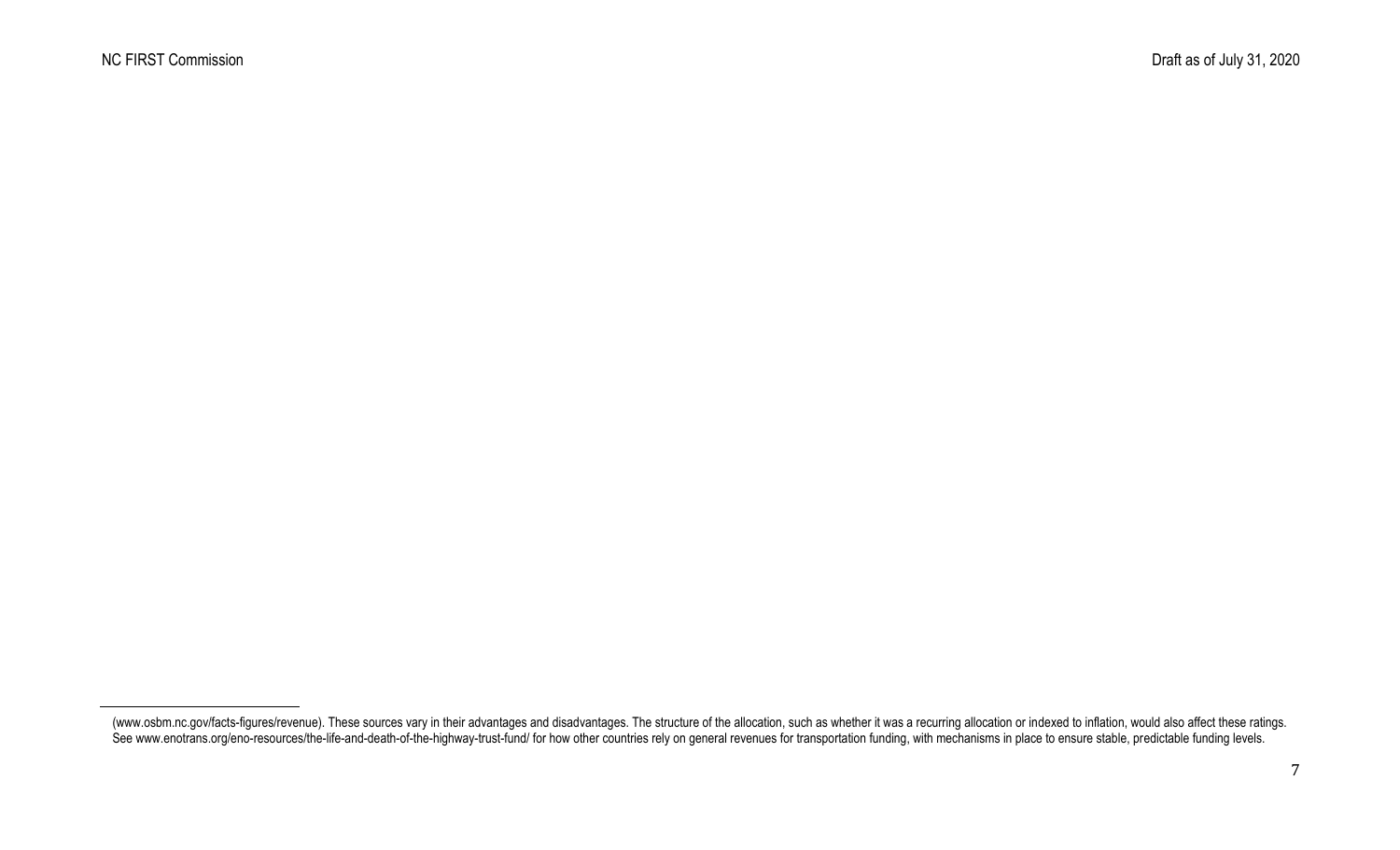(www.osbm.nc.gov/facts-figures/revenue). These sources vary in their advantages and disadvantages. The structure of the allocation, such as whether it was a recurring allocation or indexed to inflation, would also affect these ratings. See www.enotrans.org/eno-resources/the-life-and-death-of-the-highway-trust-fund/ for how other countries rely on general revenues for transportation funding, with mechanisms in place to ensure stable, predictable funding levels.